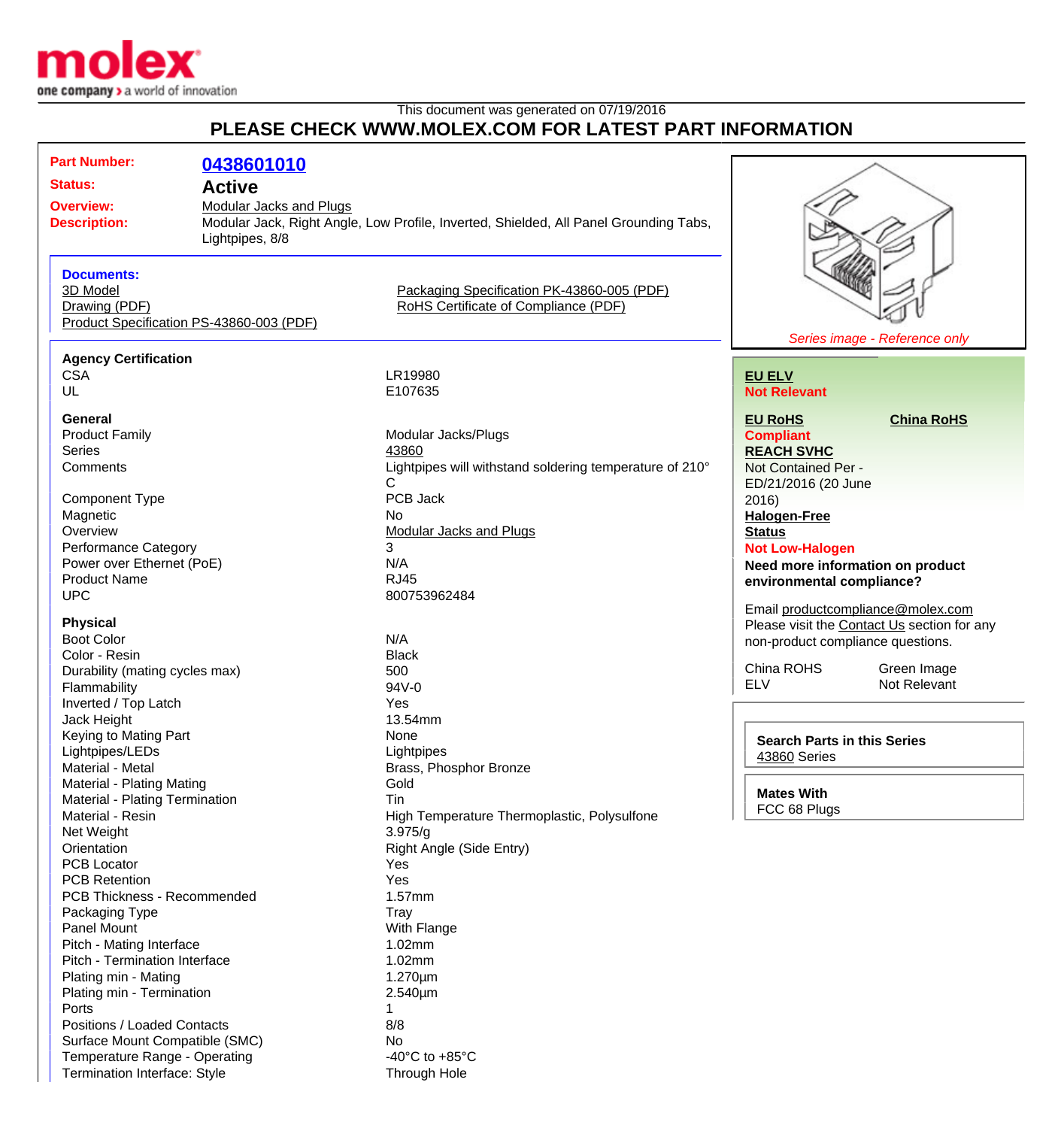This document was generated on 07/19/2016

# PLEASE CHECK WWW.MOLEX.COM FOR LATEST PART INFORMATION

**Part Number:** 0438601010

**Status:** Active

**Overview:** Modular Jacks and Plugs

**Description:** Modular Jack, Right Angle, Low Profile, Inverted, Shielded, All Panel Grounding Tabs, Lightpipes, 8/8

**Documents:**
- 3D Model
- Drawing (PDF)
- Product Specification PS-43860-003 (PDF)
- Packaging Specification PK-43860-005 (PDF)
- RoHS Certificate of Compliance (PDF)

### Agency Certification

| | |
|---|---|
| CSA | LR19980 |
| UL | E107635 |

### General

| | |
|---|---|
| Product Family | Modular Jacks/Plugs |
| Series | 43860 |
| Comments | Lightpipes will withstand soldering temperature of 210° C |
| Component Type | PCB Jack |
| Magnetic | No |
| Overview | Modular Jacks and Plugs |
| Performance Category | 3 |
| Power over Ethernet (PoE) | N/A |
| Product Name | RJ45 |
| UPC | 800753962484 |

### Physical

| | |
|---|---|
| Boot Color | N/A |
| Color - Resin | Black |
| Durability (mating cycles max) | 500 |
| Flammability | 94V-0 |
| Inverted / Top Latch | Yes |
| Jack Height | 13.54mm |
| Keying to Mating Part | None |
| Lightpipes/LEDs | Lightpipes |
| Material - Metal | Brass, Phosphor Bronze |
| Material - Plating Mating | Gold |
| Material - Plating Termination | Tin |
| Material - Resin | High Temperature Thermoplastic, Polysulfone |
| Net Weight | 3.975/g |
| Orientation | Right Angle (Side Entry) |
| PCB Locator | Yes |
| PCB Retention | Yes |
| PCB Thickness - Recommended | 1.57mm |
| Packaging Type | Tray |
| Panel Mount | With Flange |
| Pitch - Mating Interface | 1.02mm |
| Pitch - Termination Interface | 1.02mm |
| Plating min - Mating | 1.270µm |
| Plating min - Termination | 2.540µm |
| Ports | 1 |
| Positions / Loaded Contacts | 8/8 |
| Surface Mount Compatible (SMC) | No |
| Temperature Range - Operating | -40°C to +85°C |
| Termination Interface: Style | Through Hole |

*Series image - Reference only*

**EU ELV**
**Not Relevant**

**EU RoHS** **China RoHS**
**Compliant**

**REACH SVHC**
Not Contained Per - ED/21/2016 (20 June 2016)

**Halogen-Free Status**
**Not Low-Halogen**

**Need more information on product environmental compliance?**

Email productcompliance@molex.com
Please visit the Contact Us section for any non-product compliance questions.

| | |
|---|---|
| China ROHS | Green Image |
| ELV | Not Relevant |

**Search Parts in this Series**
43860 Series

**Mates With**
FCC 68 Plugs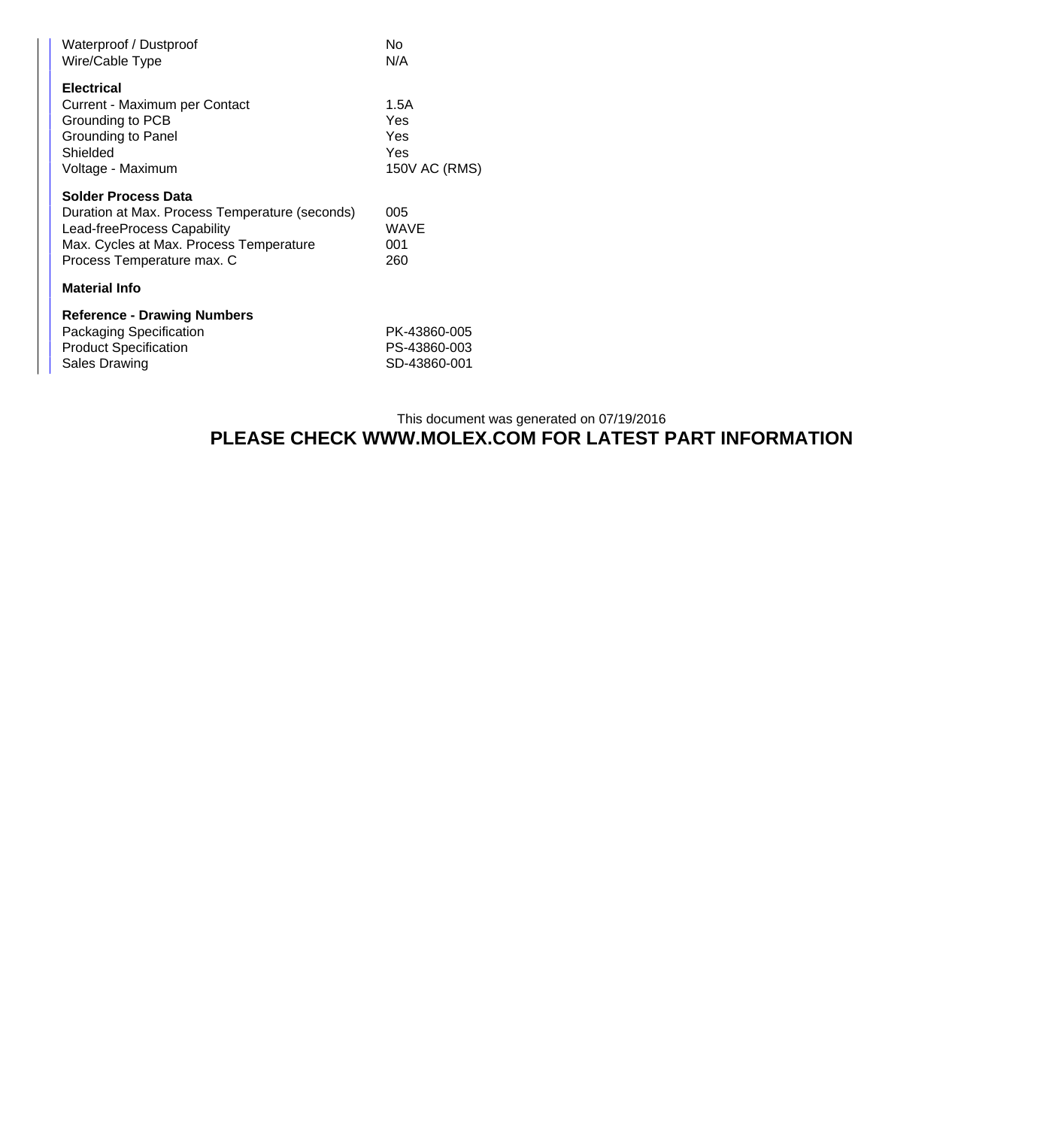| | |
|---|---|
| Waterproof / Dustproof | No |
| Wire/Cable Type | N/A |

**Electrical**

| | |
|---|---|
| Current - Maximum per Contact | 1.5A |
| Grounding to PCB | Yes |
| Grounding to Panel | Yes |
| Shielded | Yes |
| Voltage - Maximum | 150V AC (RMS) |

**Solder Process Data**

| | |
|---|---|
| Duration at Max. Process Temperature (seconds) | 005 |
| Lead-freeProcess Capability | WAVE |
| Max. Cycles at Max. Process Temperature | 001 |
| Process Temperature max. C | 260 |

**Material Info**

**Reference - Drawing Numbers**

| | |
|---|---|
| Packaging Specification | PK-43860-005 |
| Product Specification | PS-43860-003 |
| Sales Drawing | SD-43860-001 |

This document was generated on 07/19/2016

**PLEASE CHECK WWW.MOLEX.COM FOR LATEST PART INFORMATION**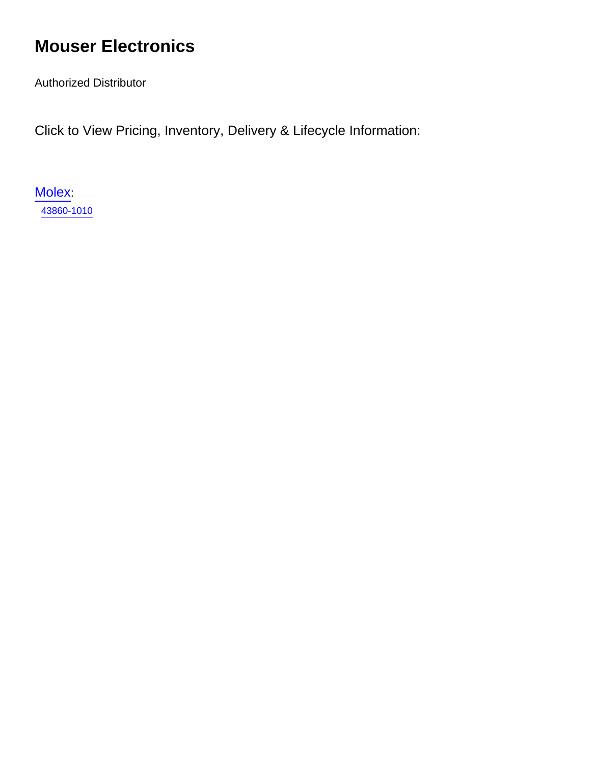# Mouser Electronics

Authorized Distributor

Click to View Pricing, Inventory, Delivery & Lifecycle Information:

Molex:

43860-1010